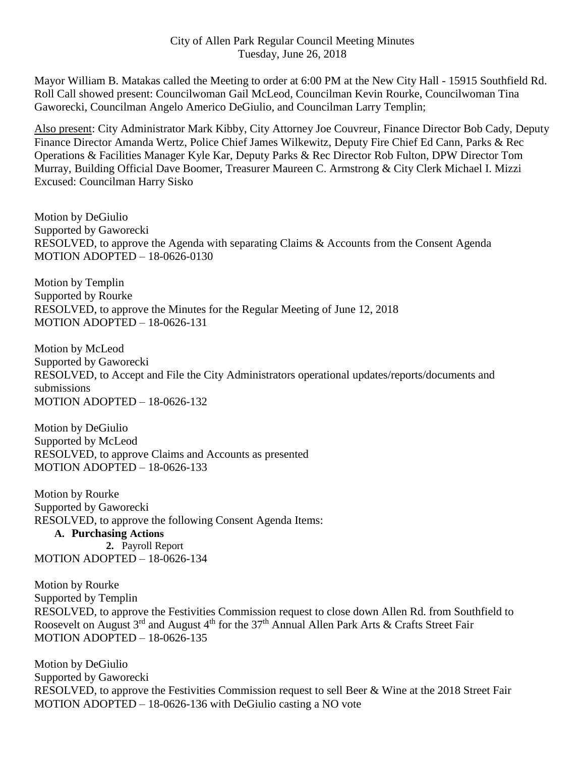City of Allen Park Regular Council Meeting Minutes
Tuesday, June 26, 2018

Mayor William B. Matakas called the Meeting to order at 6:00 PM at the New City Hall - 15915 Southfield Rd. Roll Call showed present: Councilwoman Gail McLeod, Councilman Kevin Rourke, Councilwoman Tina Gaworecki, Councilman Angelo Americo DeGiulio, and Councilman Larry Templin;

Also present: City Administrator Mark Kibby, City Attorney Joe Couvreur, Finance Director Bob Cady, Deputy Finance Director Amanda Wertz, Police Chief James Wilkewitz, Deputy Fire Chief Ed Cann, Parks & Rec Operations & Facilities Manager Kyle Kar, Deputy Parks & Rec Director Rob Fulton, DPW Director Tom Murray, Building Official Dave Boomer, Treasurer Maureen C. Armstrong & City Clerk Michael I. Mizzi
Excused: Councilman Harry Sisko

Motion by DeGiulio
Supported by Gaworecki
RESOLVED, to approve the Agenda with separating Claims & Accounts from the Consent Agenda
MOTION ADOPTED – 18-0626-0130

Motion by Templin
Supported by Rourke
RESOLVED, to approve the Minutes for the Regular Meeting of June 12, 2018
MOTION ADOPTED – 18-0626-131

Motion by McLeod
Supported by Gaworecki
RESOLVED, to Accept and File the City Administrators operational updates/reports/documents and submissions
MOTION ADOPTED – 18-0626-132

Motion by DeGiulio
Supported by McLeod
RESOLVED, to approve Claims and Accounts as presented
MOTION ADOPTED – 18-0626-133

Motion by Rourke
Supported by Gaworecki
RESOLVED, to approve the following Consent Agenda Items:

**A. Purchasing Actions**

2. Payroll Report

MOTION ADOPTED – 18-0626-134

Motion by Rourke
Supported by Templin
RESOLVED, to approve the Festivities Commission request to close down Allen Rd. from Southfield to Roosevelt on August 3rd and August 4th for the 37th Annual Allen Park Arts & Crafts Street Fair
MOTION ADOPTED – 18-0626-135

Motion by DeGiulio
Supported by Gaworecki
RESOLVED, to approve the Festivities Commission request to sell Beer & Wine at the 2018 Street Fair
MOTION ADOPTED – 18-0626-136 with DeGiulio casting a NO vote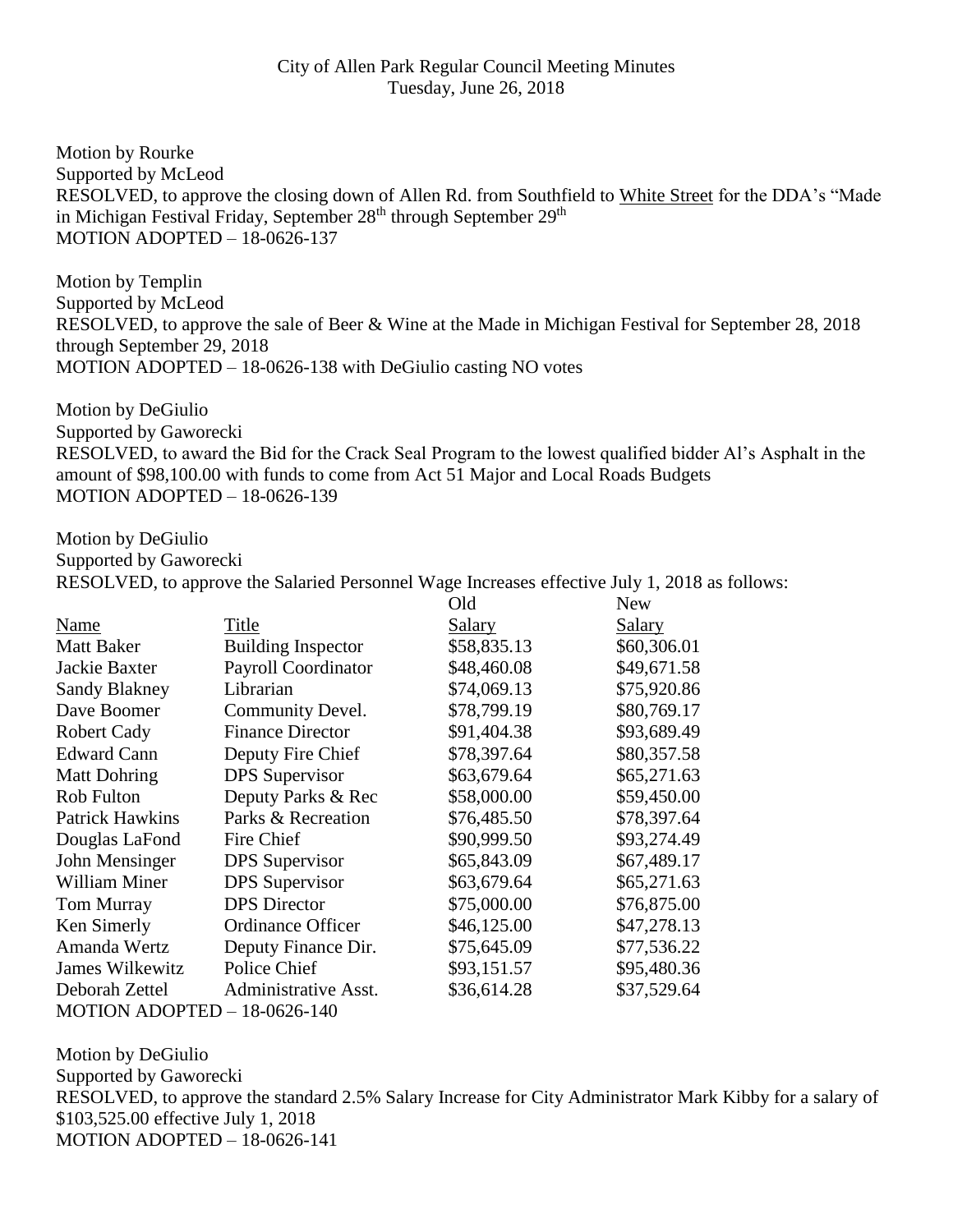City of Allen Park Regular Council Meeting Minutes
Tuesday, June 26, 2018

Motion by Rourke
Supported by McLeod
RESOLVED, to approve the closing down of Allen Rd. from Southfield to White Street for the DDA's "Made in Michigan Festival Friday, September 28th through September 29th
MOTION ADOPTED – 18-0626-137

Motion by Templin
Supported by McLeod
RESOLVED, to approve the sale of Beer & Wine at the Made in Michigan Festival for September 28, 2018 through September 29, 2018
MOTION ADOPTED – 18-0626-138 with DeGiulio casting NO votes

Motion by DeGiulio
Supported by Gaworecki
RESOLVED, to award the Bid for the Crack Seal Program to the lowest qualified bidder Al's Asphalt in the amount of $98,100.00 with funds to come from Act 51 Major and Local Roads Budgets
MOTION ADOPTED – 18-0626-139

Motion by DeGiulio
Supported by Gaworecki
RESOLVED, to approve the Salaried Personnel Wage Increases effective July 1, 2018 as follows:

| Name | Title | Old Salary | New Salary |
|---|---|---|---|
| Matt Baker | Building Inspector | $58,835.13 | $60,306.01 |
| Jackie Baxter | Payroll Coordinator | $48,460.08 | $49,671.58 |
| Sandy Blakney | Librarian | $74,069.13 | $75,920.86 |
| Dave Boomer | Community Devel. | $78,799.19 | $80,769.17 |
| Robert Cady | Finance Director | $91,404.38 | $93,689.49 |
| Edward Cann | Deputy Fire Chief | $78,397.64 | $80,357.58 |
| Matt Dohring | DPS Supervisor | $63,679.64 | $65,271.63 |
| Rob Fulton | Deputy Parks & Rec | $58,000.00 | $59,450.00 |
| Patrick Hawkins | Parks & Recreation | $76,485.50 | $78,397.64 |
| Douglas LaFond | Fire Chief | $90,999.50 | $93,274.49 |
| John Mensinger | DPS Supervisor | $65,843.09 | $67,489.17 |
| William Miner | DPS Supervisor | $63,679.64 | $65,271.63 |
| Tom Murray | DPS Director | $75,000.00 | $76,875.00 |
| Ken Simerly | Ordinance Officer | $46,125.00 | $47,278.13 |
| Amanda Wertz | Deputy Finance Dir. | $75,645.09 | $77,536.22 |
| James Wilkewitz | Police Chief | $93,151.57 | $95,480.36 |
| Deborah Zettel | Administrative Asst. | $36,614.28 | $37,529.64 |

MOTION ADOPTED – 18-0626-140

Motion by DeGiulio
Supported by Gaworecki
RESOLVED, to approve the standard 2.5% Salary Increase for City Administrator Mark Kibby for a salary of $103,525.00 effective July 1, 2018
MOTION ADOPTED – 18-0626-141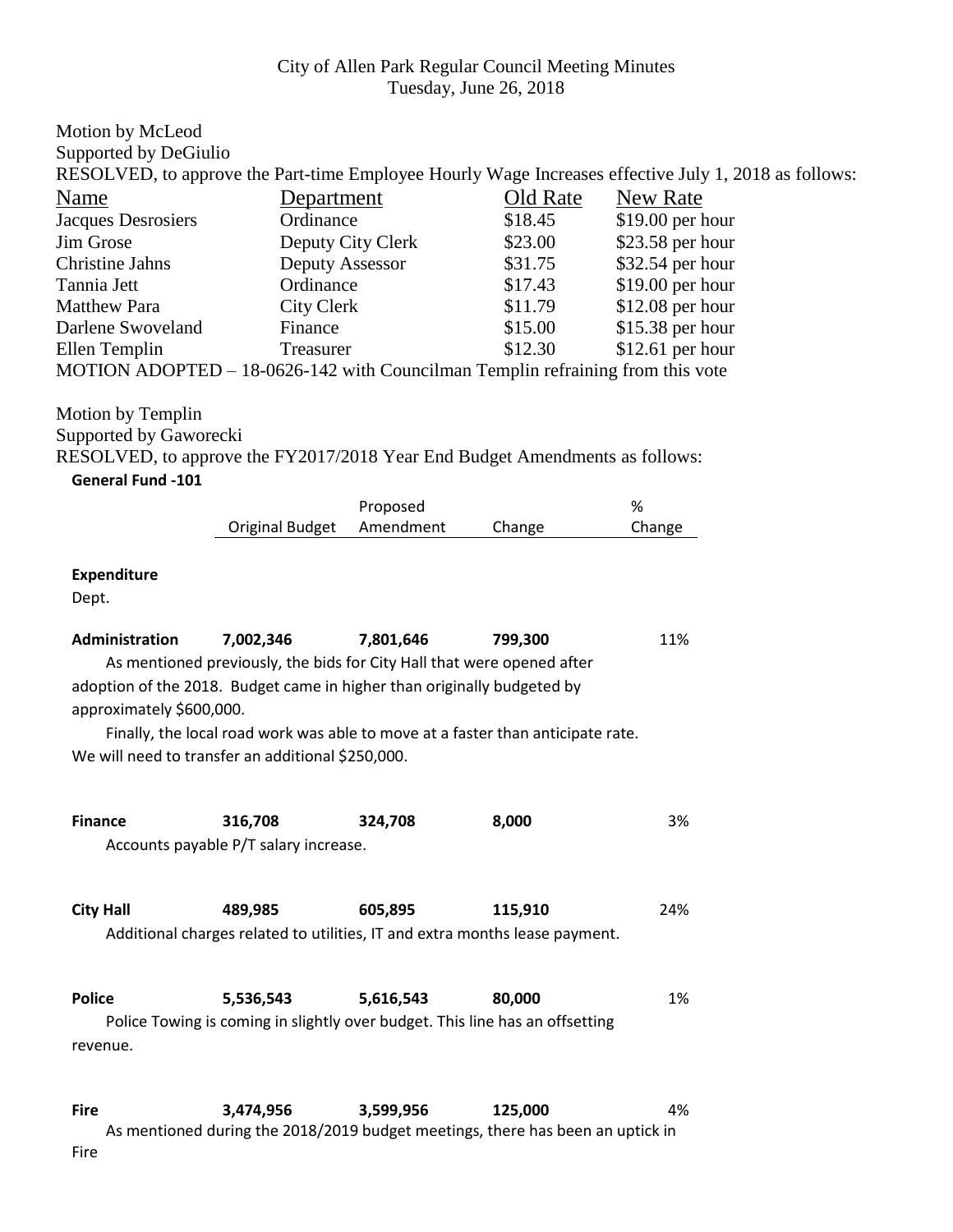City of Allen Park Regular Council Meeting Minutes
Tuesday, June 26, 2018

Motion by McLeod
Supported by DeGiulio
RESOLVED, to approve the Part-time Employee Hourly Wage Increases effective July 1, 2018 as follows:

| Name | Department | Old Rate | New Rate |
|---|---|---|---|
| Jacques Desrosiers | Ordinance | $18.45 | $19.00 per hour |
| Jim Grose | Deputy City Clerk | $23.00 | $23.58 per hour |
| Christine Jahns | Deputy Assessor | $31.75 | $32.54 per hour |
| Tannia Jett | Ordinance | $17.43 | $19.00 per hour |
| Matthew Para | City Clerk | $11.79 | $12.08 per hour |
| Darlene Swoveland | Finance | $15.00 | $15.38 per hour |
| Ellen Templin | Treasurer | $12.30 | $12.61 per hour |

MOTION ADOPTED – 18-0626-142 with Councilman Templin refraining from this vote

Motion by Templin
Supported by Gaworecki
RESOLVED, to approve the FY2017/2018 Year End Budget Amendments as follows:

**General Fund -101**

| | Original Budget | Proposed Amendment | Change | % Change |
|---|---|---|---|---|
| **Expenditure** | | | | |
| Dept. | | | | |
| **Administration** | **7,002,346** | **7,801,646** | **799,300** | 11% |

As mentioned previously, the bids for City Hall that were opened after adoption of the 2018. Budget came in higher than originally budgeted by approximately $600,000.

Finally, the local road work was able to move at a faster than anticipate rate. We will need to transfer an additional $250,000.

| | Original Budget | Proposed Amendment | Change | % Change |
|---|---|---|---|---|
| **Finance** | **316,708** | **324,708** | **8,000** | 3% |

Accounts payable P/T salary increase.

| | Original Budget | Proposed Amendment | Change | % Change |
|---|---|---|---|---|
| **City Hall** | **489,985** | **605,895** | **115,910** | 24% |

Additional charges related to utilities, IT and extra months lease payment.

| | Original Budget | Proposed Amendment | Change | % Change |
|---|---|---|---|---|
| **Police** | **5,536,543** | **5,616,543** | **80,000** | 1% |

Police Towing is coming in slightly over budget. This line has an offsetting revenue.

| | Original Budget | Proposed Amendment | Change | % Change |
|---|---|---|---|---|
| **Fire** | **3,474,956** | **3,599,956** | **125,000** | 4% |

As mentioned during the 2018/2019 budget meetings, there has been an uptick in Fire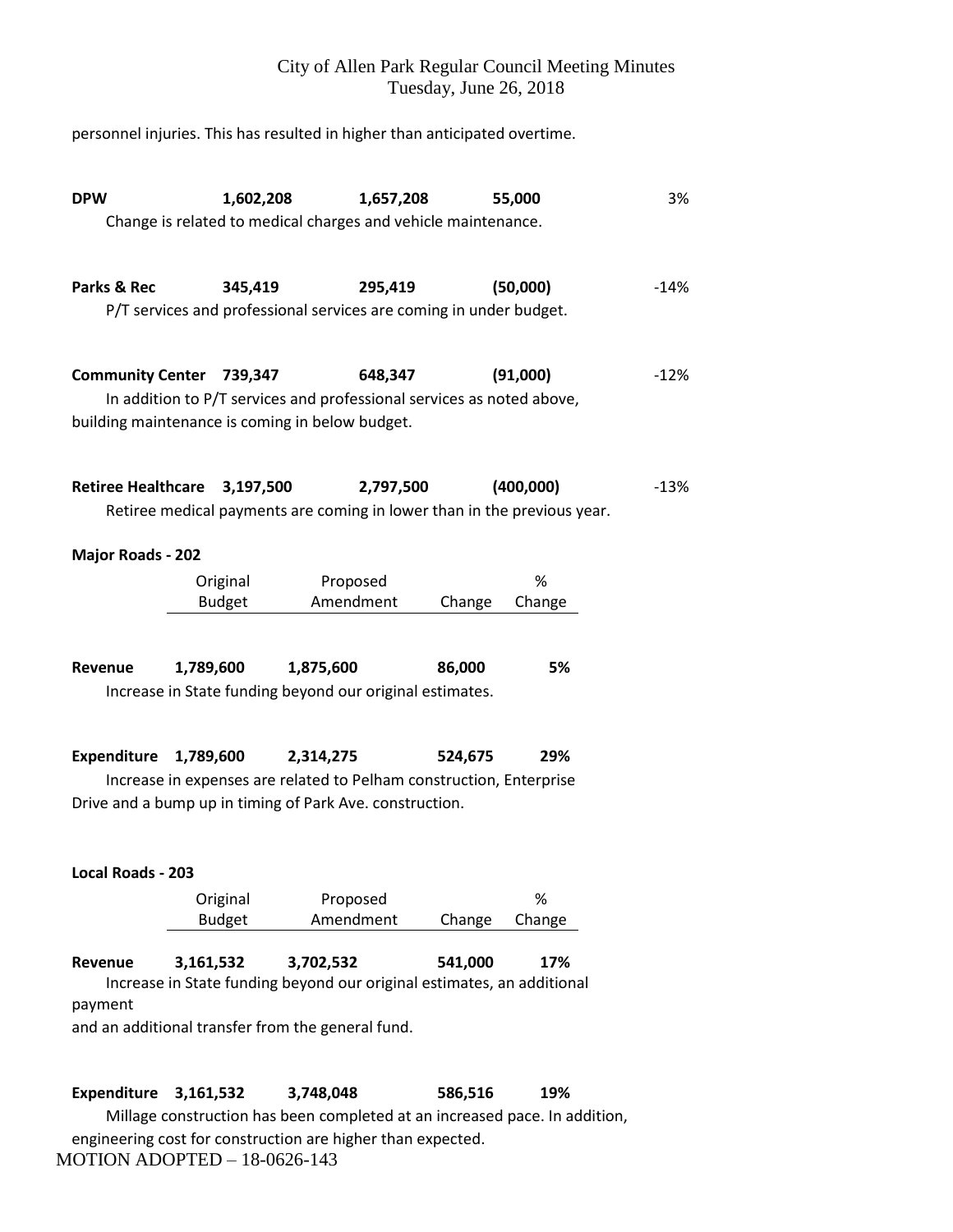personnel injuries. This has resulted in higher than anticipated overtime.

| | | | | |
|---|---|---|---|---|
| **DPW** | **1,602,208** | **1,657,208** | **55,000** | 3% |

Change is related to medical charges and vehicle maintenance.

| | | | | |
|---|---|---|---|---|
| **Parks & Rec** | **345,419** | **295,419** | **(50,000)** | -14% |

P/T services and professional services are coming in under budget.

| | | | | |
|---|---|---|---|---|
| **Community Center** | **739,347** | **648,347** | **(91,000)** | -12% |

In addition to P/T services and professional services as noted above, building maintenance is coming in below budget.

| | | | | |
|---|---|---|---|---|
| **Retiree Healthcare** | **3,197,500** | **2,797,500** | **(400,000)** | -13% |

Retiree medical payments are coming in lower than in the previous year.

**Major Roads - 202**

| | Original Budget | Proposed Amendment | Change | % Change |
|---|---|---|---|---|
| **Revenue** | **1,789,600** | **1,875,600** | **86,000** | **5%** |

Increase in State funding beyond our original estimates.

| | | | | |
|---|---|---|---|---|
| **Expenditure** | **1,789,600** | **2,314,275** | **524,675** | **29%** |

Increase in expenses are related to Pelham construction, Enterprise Drive and a bump up in timing of Park Ave. construction.

**Local Roads - 203**

| | Original Budget | Proposed Amendment | Change | % Change |
|---|---|---|---|---|
| **Revenue** | **3,161,532** | **3,702,532** | **541,000** | **17%** |

Increase in State funding beyond our original estimates, an additional payment
and an additional transfer from the general fund.

| | | | | |
|---|---|---|---|---|
| **Expenditure** | **3,161,532** | **3,748,048** | **586,516** | **19%** |

Millage construction has been completed at an increased pace. In addition, engineering cost for construction are higher than expected.

MOTION ADOPTED – 18-0626-143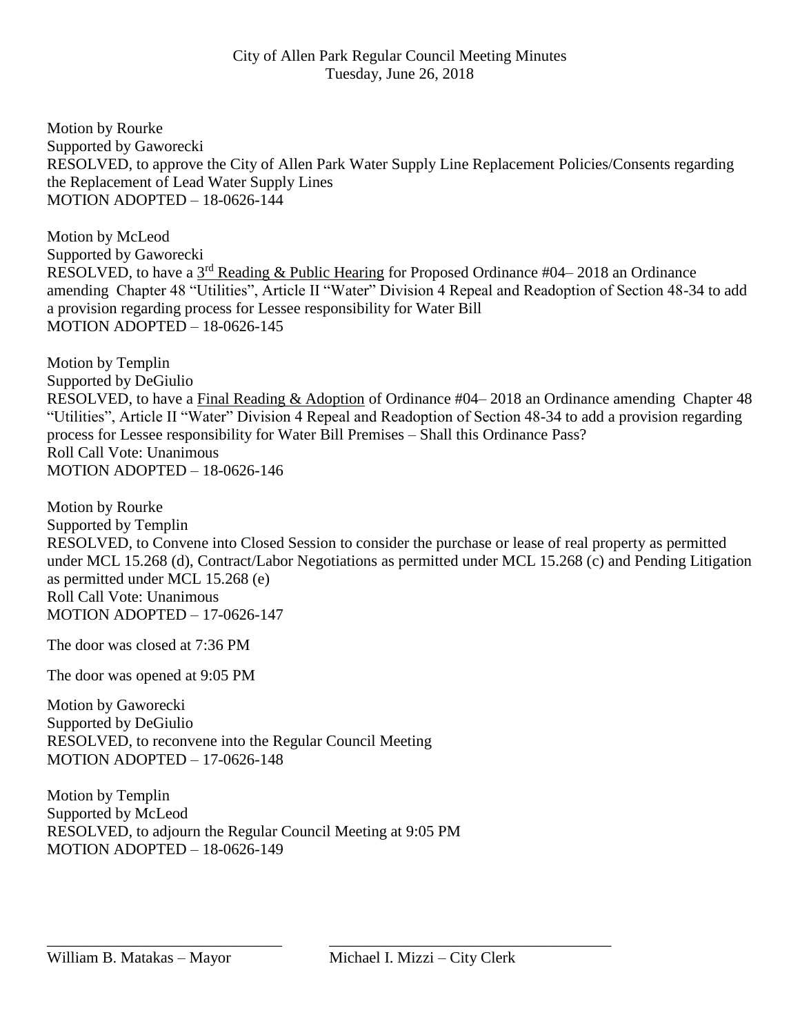City of Allen Park Regular Council Meeting Minutes
Tuesday, June 26, 2018

Motion by Rourke
Supported by Gaworecki
RESOLVED, to approve the City of Allen Park Water Supply Line Replacement Policies/Consents regarding the Replacement of Lead Water Supply Lines
MOTION ADOPTED – 18-0626-144

Motion by McLeod
Supported by Gaworecki
RESOLVED, to have a 3rd Reading & Public Hearing for Proposed Ordinance #04– 2018 an Ordinance amending Chapter 48 "Utilities", Article II "Water" Division 4 Repeal and Readoption of Section 48-34 to add a provision regarding process for Lessee responsibility for Water Bill
MOTION ADOPTED – 18-0626-145

Motion by Templin
Supported by DeGiulio
RESOLVED, to have a Final Reading & Adoption of Ordinance #04– 2018 an Ordinance amending Chapter 48 "Utilities", Article II "Water" Division 4 Repeal and Readoption of Section 48-34 to add a provision regarding process for Lessee responsibility for Water Bill Premises – Shall this Ordinance Pass?
Roll Call Vote: Unanimous
MOTION ADOPTED – 18-0626-146

Motion by Rourke
Supported by Templin
RESOLVED, to Convene into Closed Session to consider the purchase or lease of real property as permitted under MCL 15.268 (d), Contract/Labor Negotiations as permitted under MCL 15.268 (c) and Pending Litigation as permitted under MCL 15.268 (e)
Roll Call Vote: Unanimous
MOTION ADOPTED – 17-0626-147

The door was closed at 7:36 PM

The door was opened at 9:05 PM

Motion by Gaworecki
Supported by DeGiulio
RESOLVED, to reconvene into the Regular Council Meeting
MOTION ADOPTED – 17-0626-148

Motion by Templin
Supported by McLeod
RESOLVED, to adjourn the Regular Council Meeting at 9:05 PM
MOTION ADOPTED – 18-0626-149

______________________________ ____________________________________
William B. Matakas – Mayor Michael I. Mizzi – City Clerk